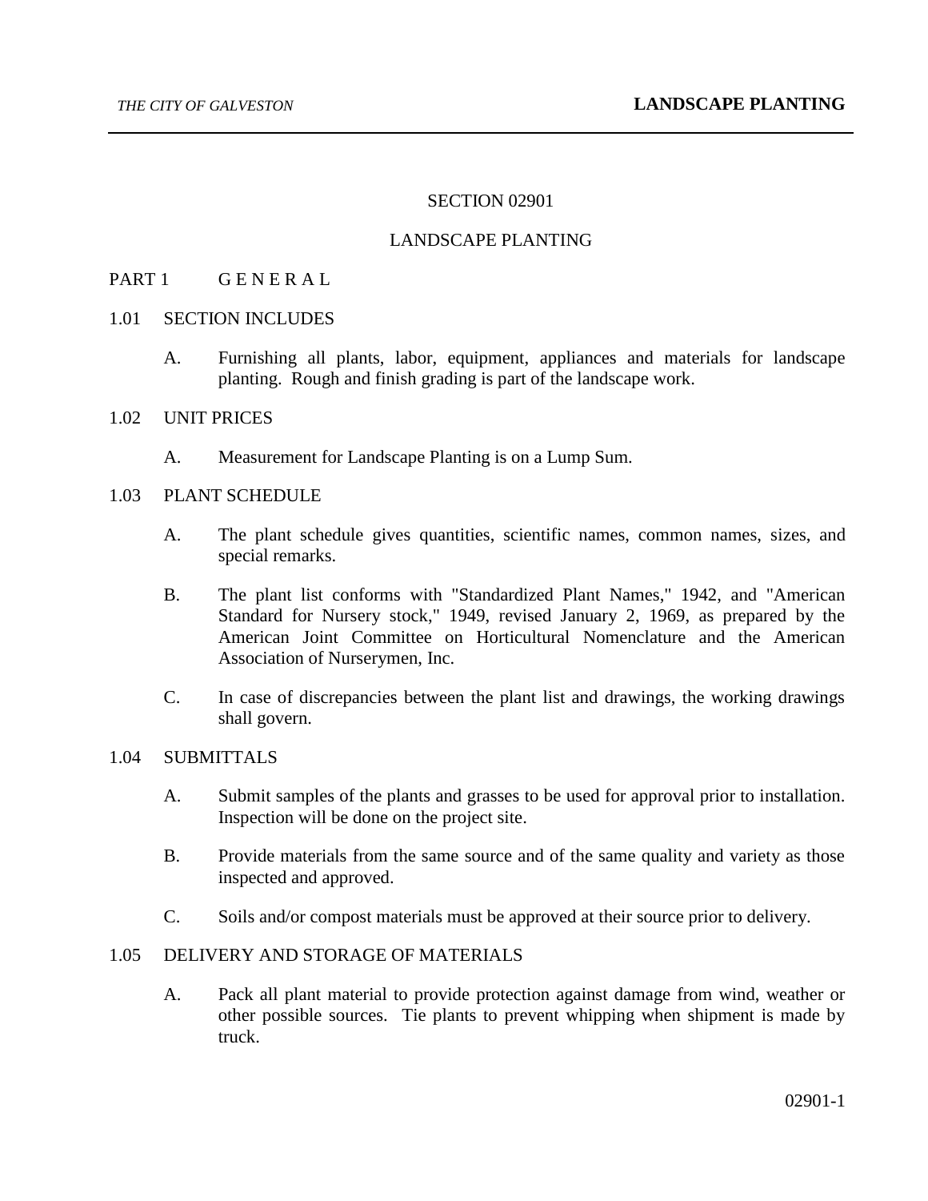# SECTION 02901

# LANDSCAPE PLANTING

## PART 1 G E N E R A L

### 1.01 SECTION INCLUDES

A. Furnishing all plants, labor, equipment, appliances and materials for landscape planting. Rough and finish grading is part of the landscape work.

### 1.02 UNIT PRICES

A. Measurement for Landscape Planting is on a Lump Sum.

### 1.03 PLANT SCHEDULE

A. The plant schedule gives quantities, scientific names, common names, sizes, and special remarks.

B. The plant list conforms with "Standardized Plant Names," 1942, and "American Standard for Nursery stock," 1949, revised January 2, 1969, as prepared by the American Joint Committee on Horticultural Nomenclature and the American Association of Nurserymen, Inc.

C. In case of discrepancies between the plant list and drawings, the working drawings shall govern.

### 1.04 SUBMITTALS

A. Submit samples of the plants and grasses to be used for approval prior to installation. Inspection will be done on the project site.

B. Provide materials from the same source and of the same quality and variety as those inspected and approved.

C. Soils and/or compost materials must be approved at their source prior to delivery.

### 1.05 DELIVERY AND STORAGE OF MATERIALS

A. Pack all plant material to provide protection against damage from wind, weather or other possible sources. Tie plants to prevent whipping when shipment is made by truck.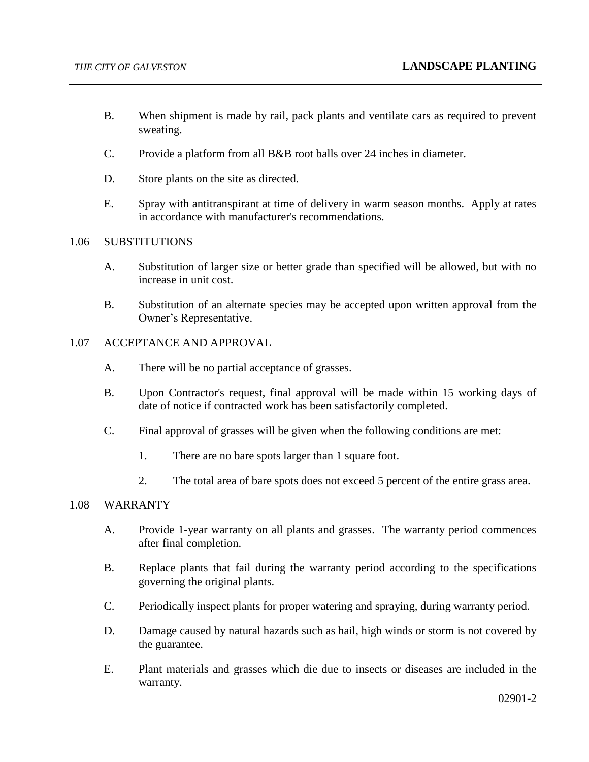B. When shipment is made by rail, pack plants and ventilate cars as required to prevent sweating.

C. Provide a platform from all B&B root balls over 24 inches in diameter.

D. Store plants on the site as directed.

E. Spray with antitranspirant at time of delivery in warm season months. Apply at rates in accordance with manufacturer's recommendations.

## 1.06 SUBSTITUTIONS

A. Substitution of larger size or better grade than specified will be allowed, but with no increase in unit cost.

B. Substitution of an alternate species may be accepted upon written approval from the Owner's Representative.

## 1.07 ACCEPTANCE AND APPROVAL

A. There will be no partial acceptance of grasses.

B. Upon Contractor's request, final approval will be made within 15 working days of date of notice if contracted work has been satisfactorily completed.

C. Final approval of grasses will be given when the following conditions are met:

1. There are no bare spots larger than 1 square foot.

2. The total area of bare spots does not exceed 5 percent of the entire grass area.

## 1.08 WARRANTY

A. Provide 1-year warranty on all plants and grasses. The warranty period commences after final completion.

B. Replace plants that fail during the warranty period according to the specifications governing the original plants.

C. Periodically inspect plants for proper watering and spraying, during warranty period.

D. Damage caused by natural hazards such as hail, high winds or storm is not covered by the guarantee.

E. Plant materials and grasses which die due to insects or diseases are included in the warranty.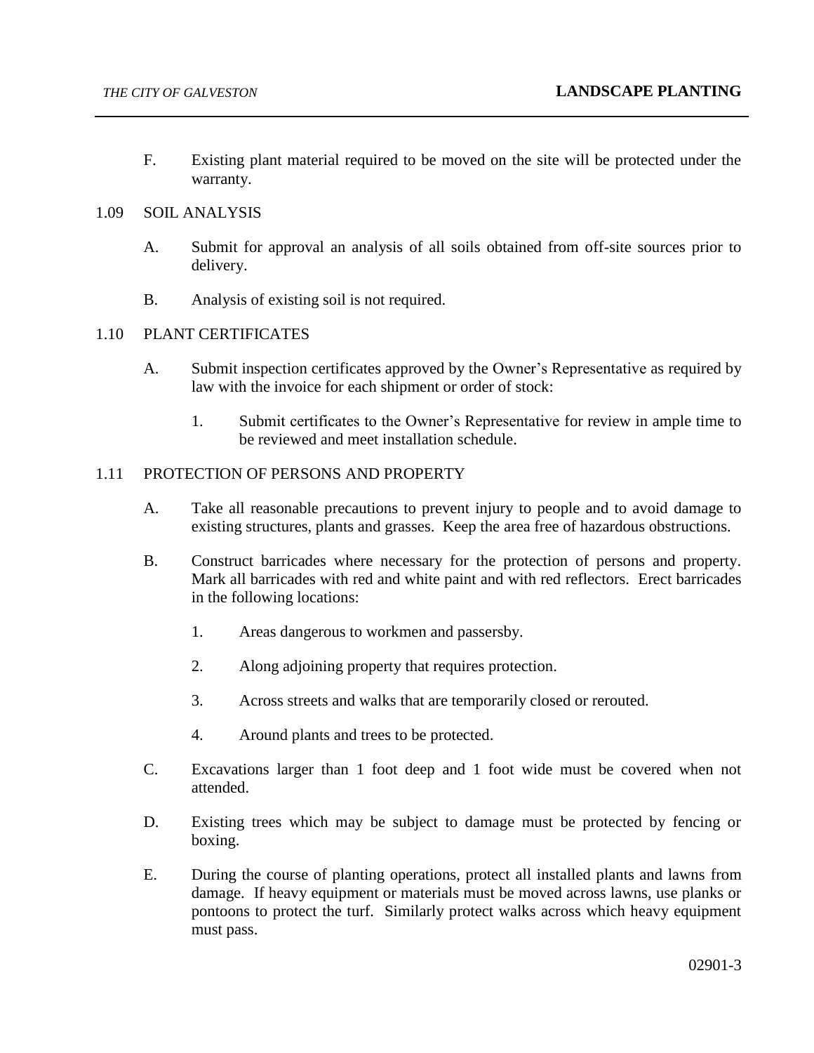F. Existing plant material required to be moved on the site will be protected under the warranty.

## 1.09 SOIL ANALYSIS

A. Submit for approval an analysis of all soils obtained from off-site sources prior to delivery.

B. Analysis of existing soil is not required.

## 1.10 PLANT CERTIFICATES

A. Submit inspection certificates approved by the Owner's Representative as required by law with the invoice for each shipment or order of stock:

1. Submit certificates to the Owner's Representative for review in ample time to be reviewed and meet installation schedule.

## 1.11 PROTECTION OF PERSONS AND PROPERTY

A. Take all reasonable precautions to prevent injury to people and to avoid damage to existing structures, plants and grasses. Keep the area free of hazardous obstructions.

B. Construct barricades where necessary for the protection of persons and property. Mark all barricades with red and white paint and with red reflectors. Erect barricades in the following locations:

1. Areas dangerous to workmen and passersby.

2. Along adjoining property that requires protection.

3. Across streets and walks that are temporarily closed or rerouted.

4. Around plants and trees to be protected.

C. Excavations larger than 1 foot deep and 1 foot wide must be covered when not attended.

D. Existing trees which may be subject to damage must be protected by fencing or boxing.

E. During the course of planting operations, protect all installed plants and lawns from damage. If heavy equipment or materials must be moved across lawns, use planks or pontoons to protect the turf. Similarly protect walks across which heavy equipment must pass.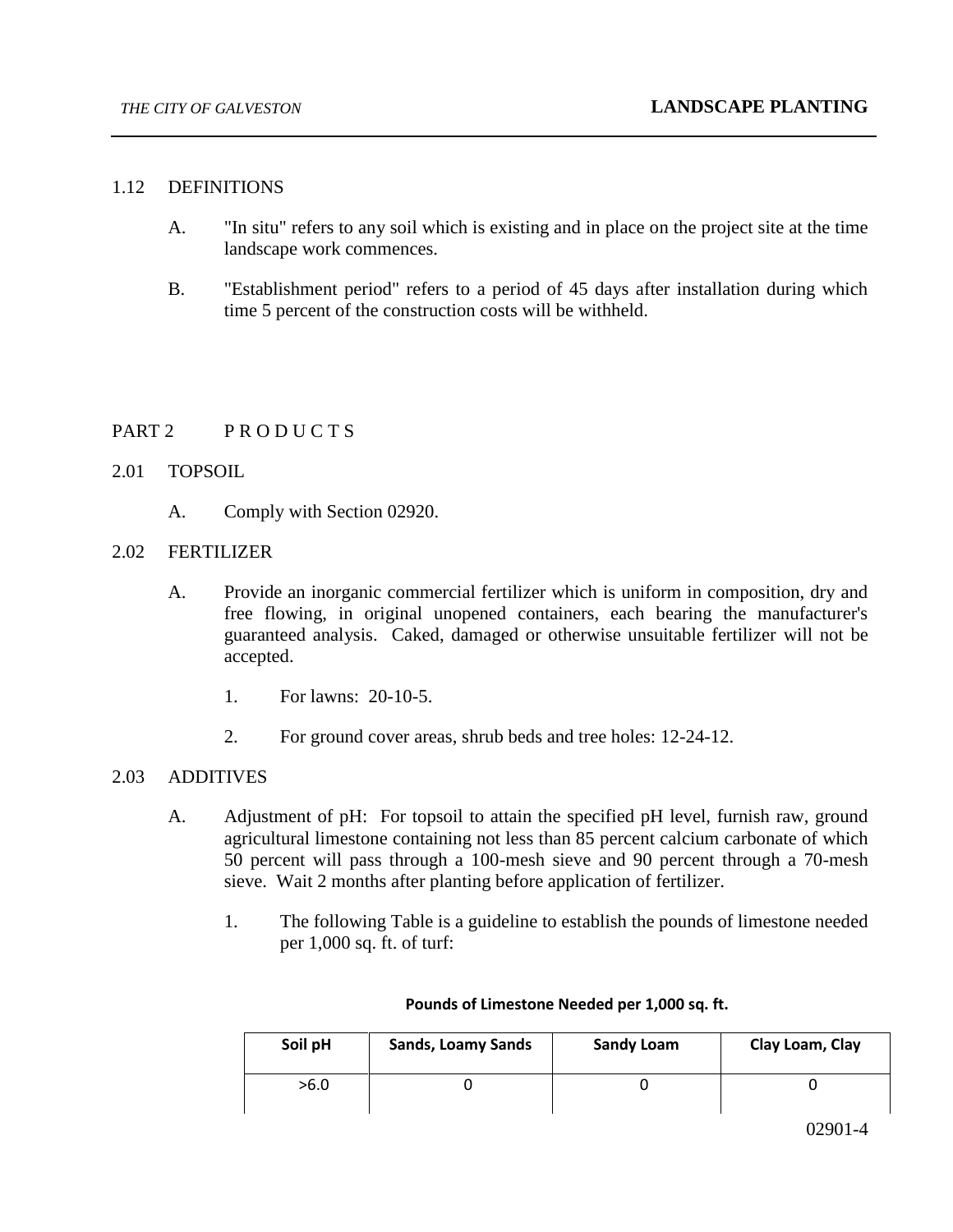1.12 DEFINITIONS

A. "In situ" refers to any soil which is existing and in place on the project site at the time landscape work commences.

B. "Establishment period" refers to a period of 45 days after installation during which time 5 percent of the construction costs will be withheld.

## PART 2 P R O D U C T S

2.01 TOPSOIL

A. Comply with Section 02920.

2.02 FERTILIZER

A. Provide an inorganic commercial fertilizer which is uniform in composition, dry and free flowing, in original unopened containers, each bearing the manufacturer's guaranteed analysis. Caked, damaged or otherwise unsuitable fertilizer will not be accepted.

1. For lawns: 20-10-5.

2. For ground cover areas, shrub beds and tree holes: 12-24-12.

2.03 ADDITIVES

A. Adjustment of pH: For topsoil to attain the specified pH level, furnish raw, ground agricultural limestone containing not less than 85 percent calcium carbonate of which 50 percent will pass through a 100-mesh sieve and 90 percent through a 70-mesh sieve. Wait 2 months after planting before application of fertilizer.

1. The following Table is a guideline to establish the pounds of limestone needed per 1,000 sq. ft. of turf:

**Pounds of Limestone Needed per 1,000 sq. ft.**

| Soil pH | Sands, Loamy Sands | Sandy Loam | Clay Loam, Clay |
|---|---|---|---|
| >6.0 | 0 | 0 | 0 |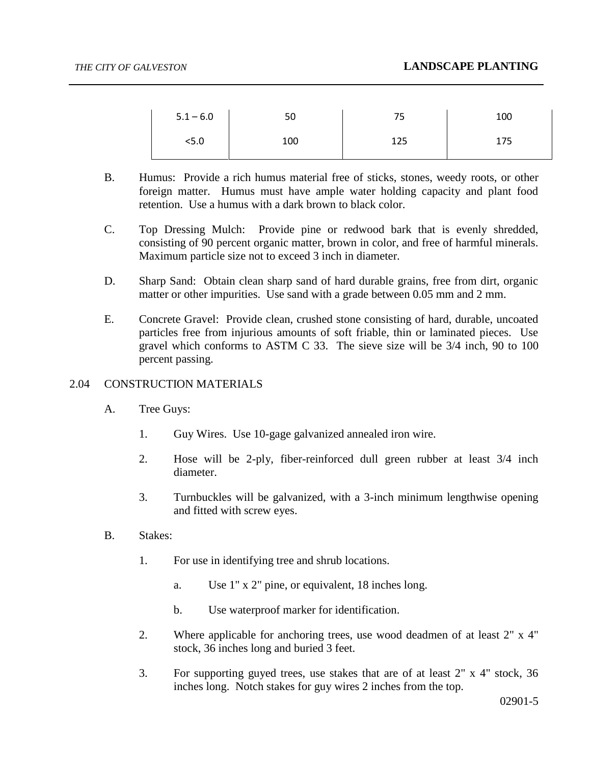| | | | |
|---|---|---|---|
| 5.1 – 6.0 | 50 | 75 | 100 |
| <5.0 | 100 | 125 | 175 |

B. Humus: Provide a rich humus material free of sticks, stones, weedy roots, or other foreign matter. Humus must have ample water holding capacity and plant food retention. Use a humus with a dark brown to black color.

C. Top Dressing Mulch: Provide pine or redwood bark that is evenly shredded, consisting of 90 percent organic matter, brown in color, and free of harmful minerals. Maximum particle size not to exceed 3 inch in diameter.

D. Sharp Sand: Obtain clean sharp sand of hard durable grains, free from dirt, organic matter or other impurities. Use sand with a grade between 0.05 mm and 2 mm.

E. Concrete Gravel: Provide clean, crushed stone consisting of hard, durable, uncoated particles free from injurious amounts of soft friable, thin or laminated pieces. Use gravel which conforms to ASTM C 33. The sieve size will be 3/4 inch, 90 to 100 percent passing.

## 2.04 CONSTRUCTION MATERIALS

A. Tree Guys:

1. Guy Wires. Use 10-gage galvanized annealed iron wire.

2. Hose will be 2-ply, fiber-reinforced dull green rubber at least 3/4 inch diameter.

3. Turnbuckles will be galvanized, with a 3-inch minimum lengthwise opening and fitted with screw eyes.

B. Stakes:

1. For use in identifying tree and shrub locations.

   a. Use 1" x 2" pine, or equivalent, 18 inches long.

   b. Use waterproof marker for identification.

2. Where applicable for anchoring trees, use wood deadmen of at least 2" x 4" stock, 36 inches long and buried 3 feet.

3. For supporting guyed trees, use stakes that are of at least 2" x 4" stock, 36 inches long. Notch stakes for guy wires 2 inches from the top.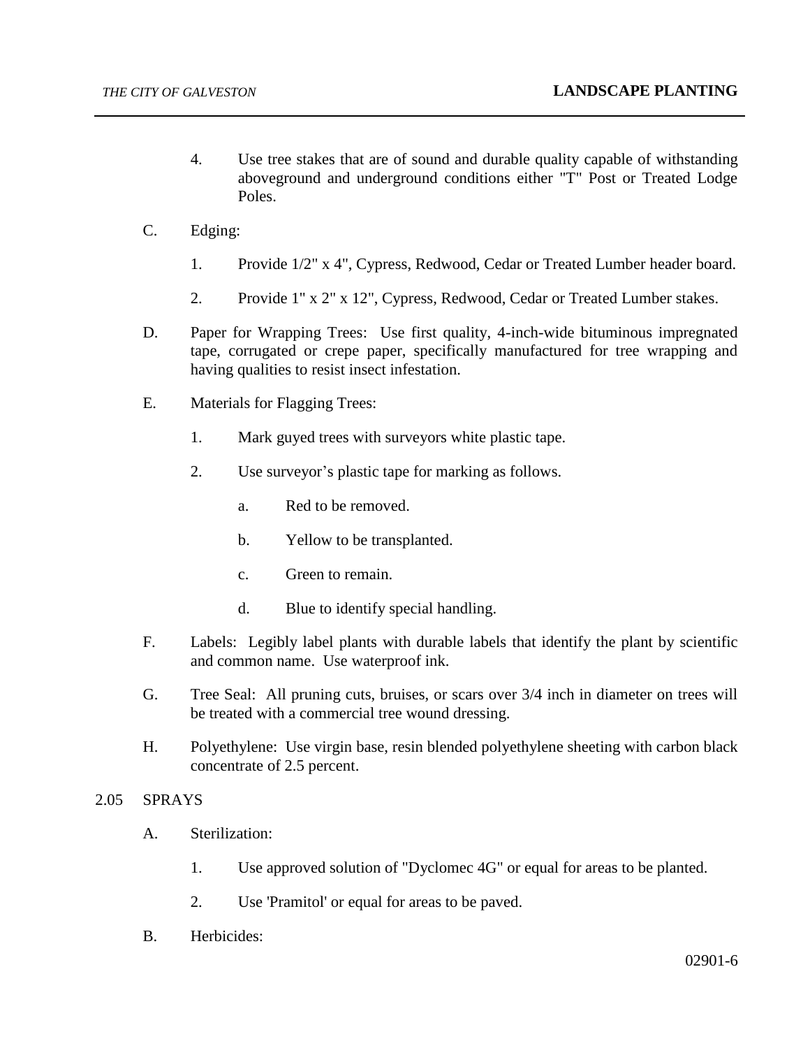4. Use tree stakes that are of sound and durable quality capable of withstanding aboveground and underground conditions either "T" Post or Treated Lodge Poles.

C. Edging:

1. Provide 1/2" x 4", Cypress, Redwood, Cedar or Treated Lumber header board.

2. Provide 1" x 2" x 12", Cypress, Redwood, Cedar or Treated Lumber stakes.

D. Paper for Wrapping Trees: Use first quality, 4-inch-wide bituminous impregnated tape, corrugated or crepe paper, specifically manufactured for tree wrapping and having qualities to resist insect infestation.

E. Materials for Flagging Trees:

1. Mark guyed trees with surveyors white plastic tape.

2. Use surveyor's plastic tape for marking as follows.

   a. Red to be removed.

   b. Yellow to be transplanted.

   c. Green to remain.

   d. Blue to identify special handling.

F. Labels: Legibly label plants with durable labels that identify the plant by scientific and common name. Use waterproof ink.

G. Tree Seal: All pruning cuts, bruises, or scars over 3/4 inch in diameter on trees will be treated with a commercial tree wound dressing.

H. Polyethylene: Use virgin base, resin blended polyethylene sheeting with carbon black concentrate of 2.5 percent.

2.05 SPRAYS

A. Sterilization:

1. Use approved solution of "Dyclomec 4G" or equal for areas to be planted.

2. Use 'Pramitol' or equal for areas to be paved.

B. Herbicides: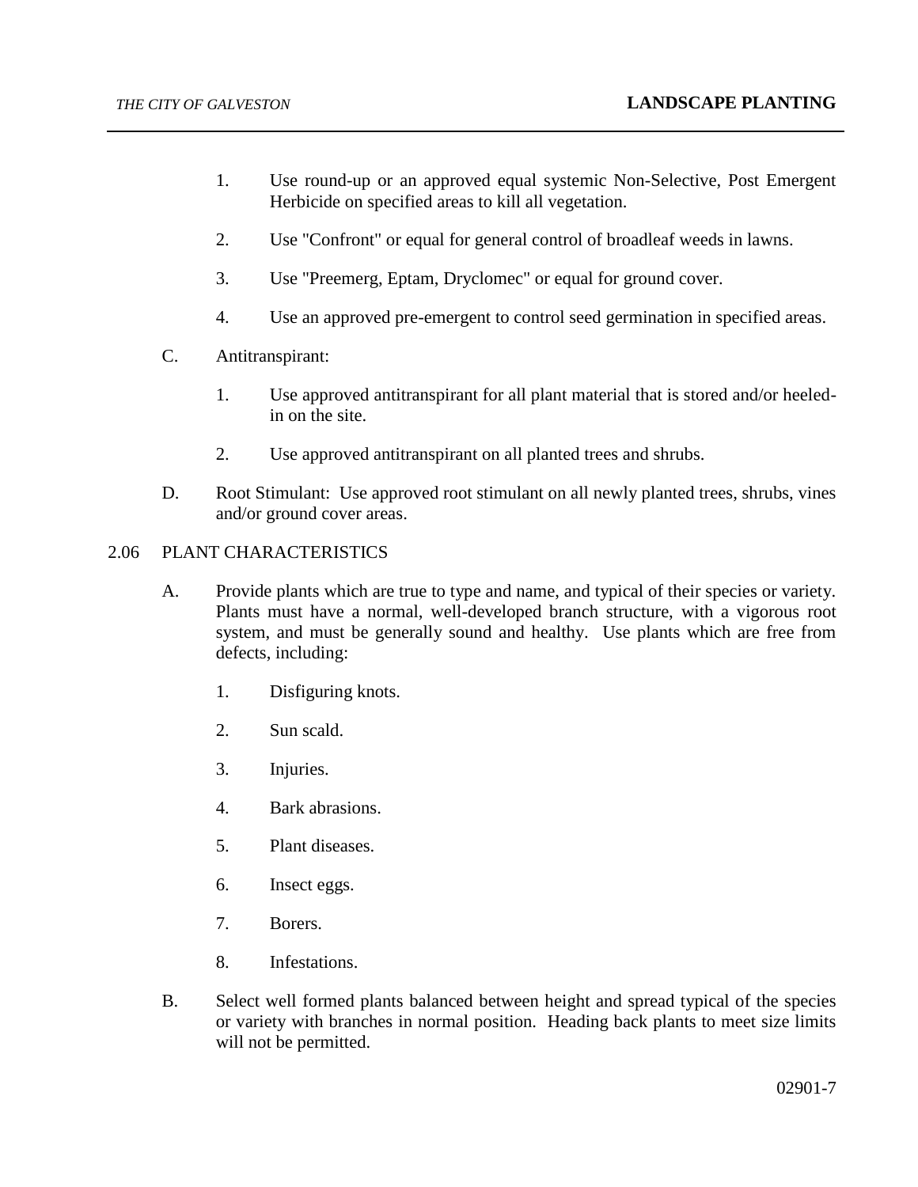1. Use round-up or an approved equal systemic Non-Selective, Post Emergent Herbicide on specified areas to kill all vegetation.

2. Use "Confront" or equal for general control of broadleaf weeds in lawns.

3. Use "Preemerg, Eptam, Dryclomec" or equal for ground cover.

4. Use an approved pre-emergent to control seed germination in specified areas.

C. Antitranspirant:

1. Use approved antitranspirant for all plant material that is stored and/or heeled-in on the site.

2. Use approved antitranspirant on all planted trees and shrubs.

D. Root Stimulant: Use approved root stimulant on all newly planted trees, shrubs, vines and/or ground cover areas.

## 2.06 PLANT CHARACTERISTICS

A. Provide plants which are true to type and name, and typical of their species or variety. Plants must have a normal, well-developed branch structure, with a vigorous root system, and must be generally sound and healthy. Use plants which are free from defects, including:

1. Disfiguring knots.

2. Sun scald.

3. Injuries.

4. Bark abrasions.

5. Plant diseases.

6. Insect eggs.

7. Borers.

8. Infestations.

B. Select well formed plants balanced between height and spread typical of the species or variety with branches in normal position. Heading back plants to meet size limits will not be permitted.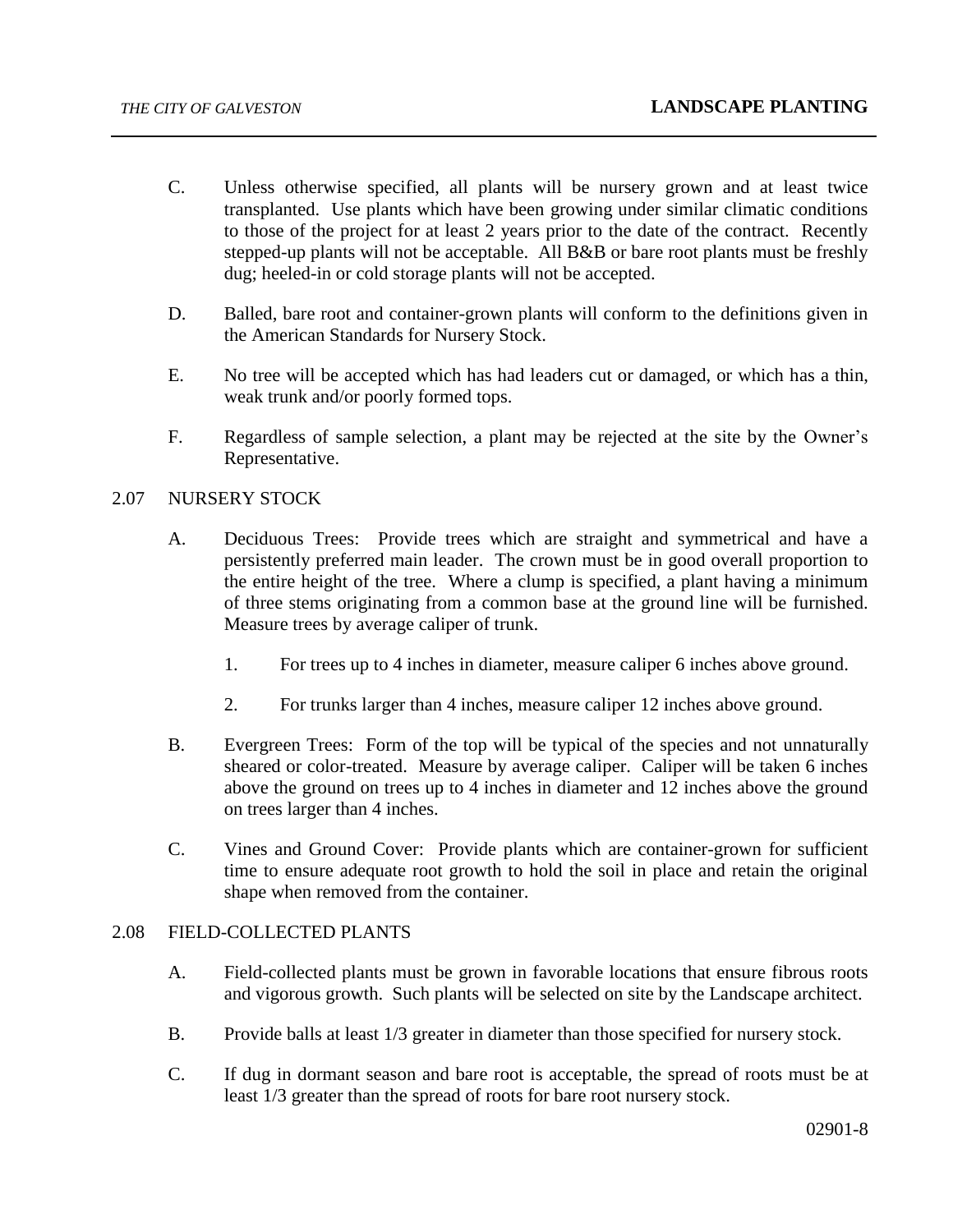C. Unless otherwise specified, all plants will be nursery grown and at least twice transplanted. Use plants which have been growing under similar climatic conditions to those of the project for at least 2 years prior to the date of the contract. Recently stepped-up plants will not be acceptable. All B&B or bare root plants must be freshly dug; heeled-in or cold storage plants will not be accepted.

D. Balled, bare root and container-grown plants will conform to the definitions given in the American Standards for Nursery Stock.

E. No tree will be accepted which has had leaders cut or damaged, or which has a thin, weak trunk and/or poorly formed tops.

F. Regardless of sample selection, a plant may be rejected at the site by the Owner's Representative.

## 2.07 NURSERY STOCK

A. Deciduous Trees: Provide trees which are straight and symmetrical and have a persistently preferred main leader. The crown must be in good overall proportion to the entire height of the tree. Where a clump is specified, a plant having a minimum of three stems originating from a common base at the ground line will be furnished. Measure trees by average caliper of trunk.

   1. For trees up to 4 inches in diameter, measure caliper 6 inches above ground.

   2. For trunks larger than 4 inches, measure caliper 12 inches above ground.

B. Evergreen Trees: Form of the top will be typical of the species and not unnaturally sheared or color-treated. Measure by average caliper. Caliper will be taken 6 inches above the ground on trees up to 4 inches in diameter and 12 inches above the ground on trees larger than 4 inches.

C. Vines and Ground Cover: Provide plants which are container-grown for sufficient time to ensure adequate root growth to hold the soil in place and retain the original shape when removed from the container.

## 2.08 FIELD-COLLECTED PLANTS

A. Field-collected plants must be grown in favorable locations that ensure fibrous roots and vigorous growth. Such plants will be selected on site by the Landscape architect.

B. Provide balls at least 1/3 greater in diameter than those specified for nursery stock.

C. If dug in dormant season and bare root is acceptable, the spread of roots must be at least 1/3 greater than the spread of roots for bare root nursery stock.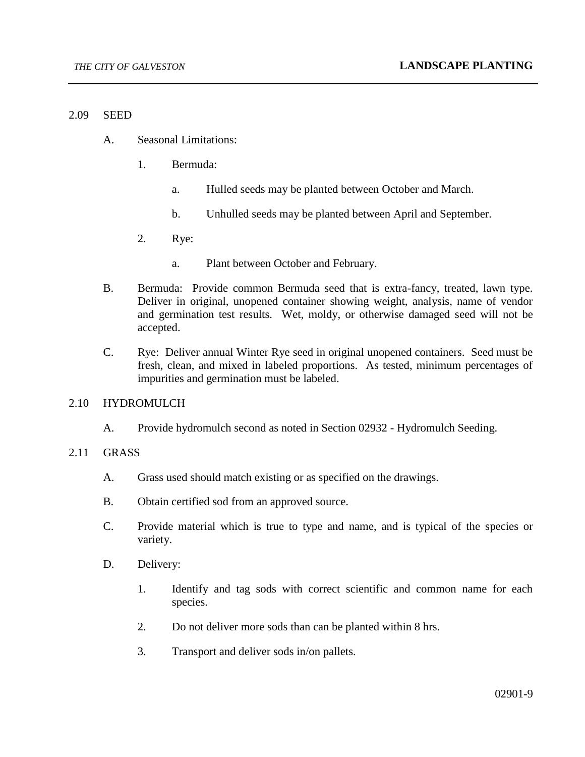## 2.09 SEED

A. Seasonal Limitations:

1. Bermuda:

   a. Hulled seeds may be planted between October and March.

   b. Unhulled seeds may be planted between April and September.

2. Rye:

   a. Plant between October and February.

B. Bermuda: Provide common Bermuda seed that is extra-fancy, treated, lawn type. Deliver in original, unopened container showing weight, analysis, name of vendor and germination test results. Wet, moldy, or otherwise damaged seed will not be accepted.

C. Rye: Deliver annual Winter Rye seed in original unopened containers. Seed must be fresh, clean, and mixed in labeled proportions. As tested, minimum percentages of impurities and germination must be labeled.

## 2.10 HYDROMULCH

A. Provide hydromulch second as noted in Section 02932 - Hydromulch Seeding.

## 2.11 GRASS

A. Grass used should match existing or as specified on the drawings.

B. Obtain certified sod from an approved source.

C. Provide material which is true to type and name, and is typical of the species or variety.

D. Delivery:

1. Identify and tag sods with correct scientific and common name for each species.

2. Do not deliver more sods than can be planted within 8 hrs.

3. Transport and deliver sods in/on pallets.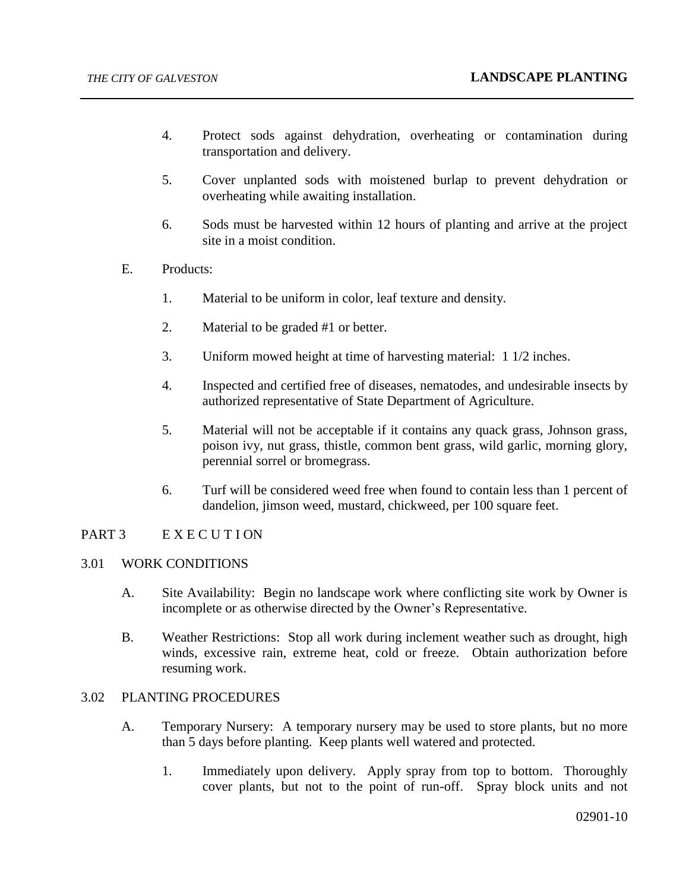4. Protect sods against dehydration, overheating or contamination during transportation and delivery.

5. Cover unplanted sods with moistened burlap to prevent dehydration or overheating while awaiting installation.

6. Sods must be harvested within 12 hours of planting and arrive at the project site in a moist condition.

E. Products:

1. Material to be uniform in color, leaf texture and density.

2. Material to be graded #1 or better.

3. Uniform mowed height at time of harvesting material: 1 1/2 inches.

4. Inspected and certified free of diseases, nematodes, and undesirable insects by authorized representative of State Department of Agriculture.

5. Material will not be acceptable if it contains any quack grass, Johnson grass, poison ivy, nut grass, thistle, common bent grass, wild garlic, morning glory, perennial sorrel or bromegrass.

6. Turf will be considered weed free when found to contain less than 1 percent of dandelion, jimson weed, mustard, chickweed, per 100 square feet.

## PART 3 E X E C U T I ON

### 3.01 WORK CONDITIONS

A. Site Availability: Begin no landscape work where conflicting site work by Owner is incomplete or as otherwise directed by the Owner's Representative.

B. Weather Restrictions: Stop all work during inclement weather such as drought, high winds, excessive rain, extreme heat, cold or freeze. Obtain authorization before resuming work.

### 3.02 PLANTING PROCEDURES

A. Temporary Nursery: A temporary nursery may be used to store plants, but no more than 5 days before planting. Keep plants well watered and protected.

1. Immediately upon delivery. Apply spray from top to bottom. Thoroughly cover plants, but not to the point of run-off. Spray block units and not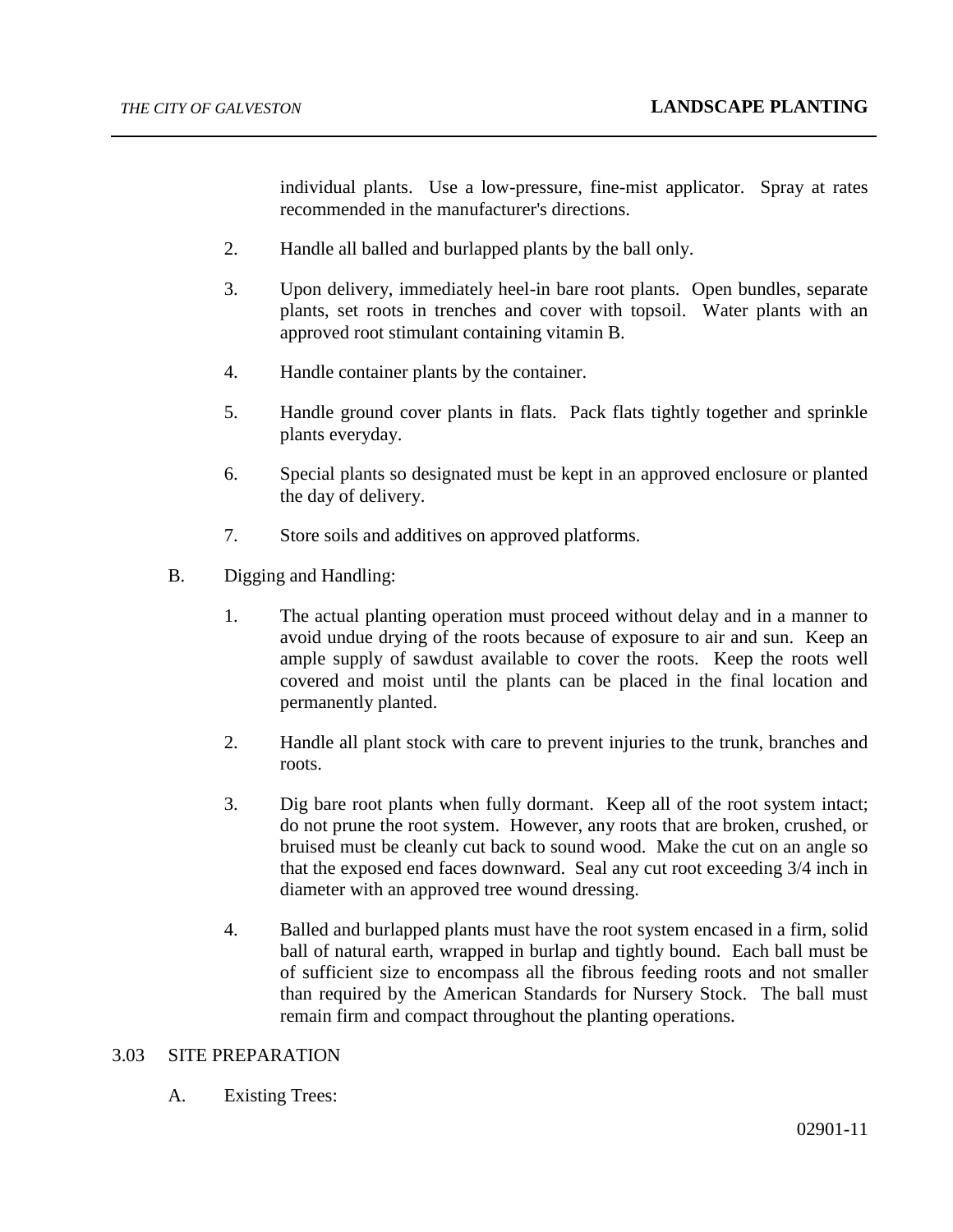individual plants. Use a low-pressure, fine-mist applicator. Spray at rates recommended in the manufacturer's directions.

2. Handle all balled and burlapped plants by the ball only.

3. Upon delivery, immediately heel-in bare root plants. Open bundles, separate plants, set roots in trenches and cover with topsoil. Water plants with an approved root stimulant containing vitamin B.

4. Handle container plants by the container.

5. Handle ground cover plants in flats. Pack flats tightly together and sprinkle plants everyday.

6. Special plants so designated must be kept in an approved enclosure or planted the day of delivery.

7. Store soils and additives on approved platforms.

B. Digging and Handling:

1. The actual planting operation must proceed without delay and in a manner to avoid undue drying of the roots because of exposure to air and sun. Keep an ample supply of sawdust available to cover the roots. Keep the roots well covered and moist until the plants can be placed in the final location and permanently planted.

2. Handle all plant stock with care to prevent injuries to the trunk, branches and roots.

3. Dig bare root plants when fully dormant. Keep all of the root system intact; do not prune the root system. However, any roots that are broken, crushed, or bruised must be cleanly cut back to sound wood. Make the cut on an angle so that the exposed end faces downward. Seal any cut root exceeding 3/4 inch in diameter with an approved tree wound dressing.

4. Balled and burlapped plants must have the root system encased in a firm, solid ball of natural earth, wrapped in burlap and tightly bound. Each ball must be of sufficient size to encompass all the fibrous feeding roots and not smaller than required by the American Standards for Nursery Stock. The ball must remain firm and compact throughout the planting operations.

## 3.03 SITE PREPARATION

A. Existing Trees: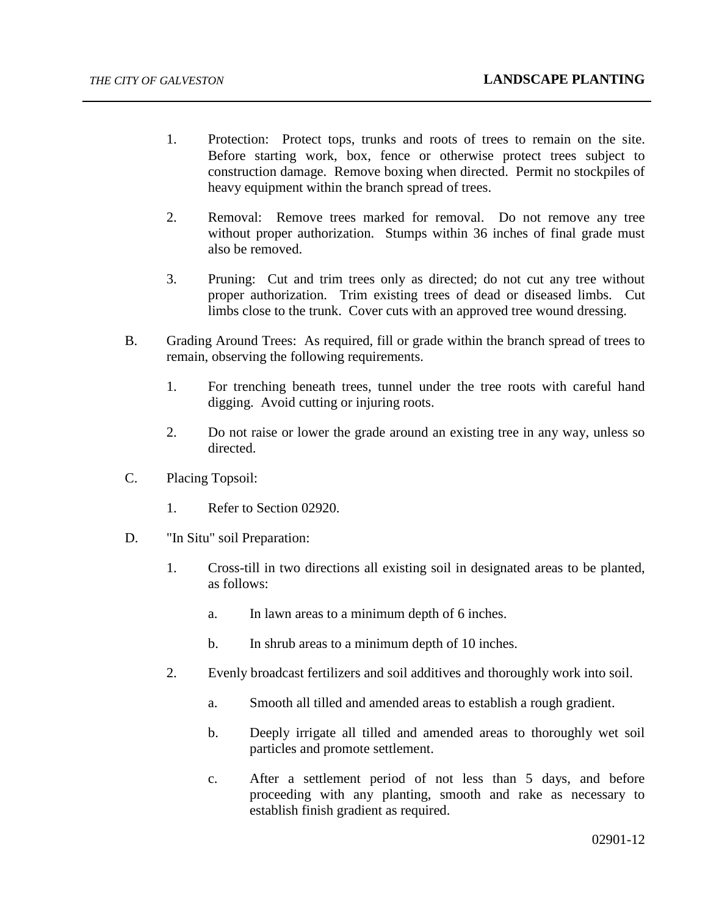1. Protection: Protect tops, trunks and roots of trees to remain on the site. Before starting work, box, fence or otherwise protect trees subject to construction damage. Remove boxing when directed. Permit no stockpiles of heavy equipment within the branch spread of trees.

2. Removal: Remove trees marked for removal. Do not remove any tree without proper authorization. Stumps within 36 inches of final grade must also be removed.

3. Pruning: Cut and trim trees only as directed; do not cut any tree without proper authorization. Trim existing trees of dead or diseased limbs. Cut limbs close to the trunk. Cover cuts with an approved tree wound dressing.

B. Grading Around Trees: As required, fill or grade within the branch spread of trees to remain, observing the following requirements.

   1. For trenching beneath trees, tunnel under the tree roots with careful hand digging. Avoid cutting or injuring roots.

   2. Do not raise or lower the grade around an existing tree in any way, unless so directed.

C. Placing Topsoil:

   1. Refer to Section 02920.

D. "In Situ" soil Preparation:

   1. Cross-till in two directions all existing soil in designated areas to be planted, as follows:

      a. In lawn areas to a minimum depth of 6 inches.

      b. In shrub areas to a minimum depth of 10 inches.

   2. Evenly broadcast fertilizers and soil additives and thoroughly work into soil.

      a. Smooth all tilled and amended areas to establish a rough gradient.

      b. Deeply irrigate all tilled and amended areas to thoroughly wet soil particles and promote settlement.

      c. After a settlement period of not less than 5 days, and before proceeding with any planting, smooth and rake as necessary to establish finish gradient as required.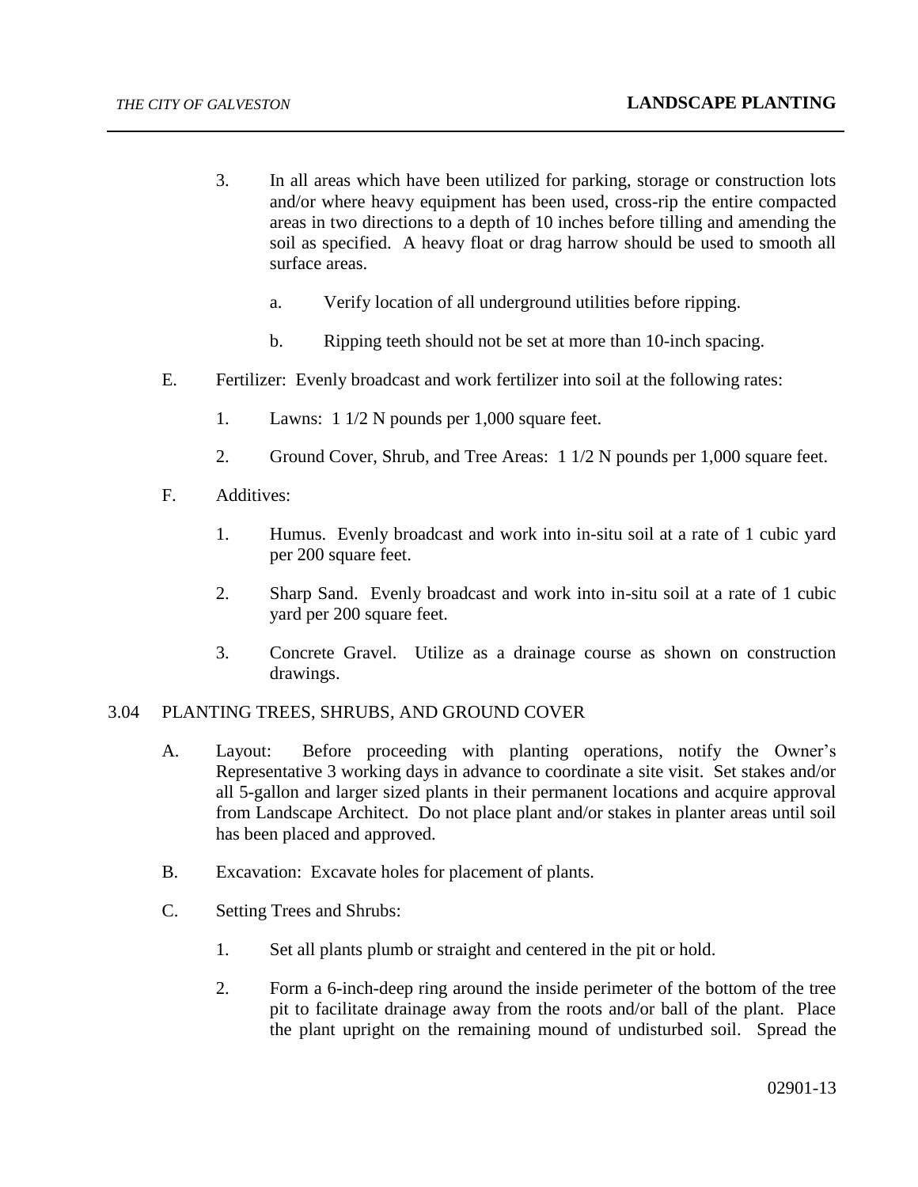3. In all areas which have been utilized for parking, storage or construction lots and/or where heavy equipment has been used, cross-rip the entire compacted areas in two directions to a depth of 10 inches before tilling and amending the soil as specified. A heavy float or drag harrow should be used to smooth all surface areas.

    a. Verify location of all underground utilities before ripping.

    b. Ripping teeth should not be set at more than 10-inch spacing.

E. Fertilizer: Evenly broadcast and work fertilizer into soil at the following rates:

    1. Lawns: 1 1/2 N pounds per 1,000 square feet.

    2. Ground Cover, Shrub, and Tree Areas: 1 1/2 N pounds per 1,000 square feet.

F. Additives:

    1. Humus. Evenly broadcast and work into in-situ soil at a rate of 1 cubic yard per 200 square feet.

    2. Sharp Sand. Evenly broadcast and work into in-situ soil at a rate of 1 cubic yard per 200 square feet.

    3. Concrete Gravel. Utilize as a drainage course as shown on construction drawings.

## 3.04 PLANTING TREES, SHRUBS, AND GROUND COVER

A. Layout: Before proceeding with planting operations, notify the Owner's Representative 3 working days in advance to coordinate a site visit. Set stakes and/or all 5-gallon and larger sized plants in their permanent locations and acquire approval from Landscape Architect. Do not place plant and/or stakes in planter areas until soil has been placed and approved.

B. Excavation: Excavate holes for placement of plants.

C. Setting Trees and Shrubs:

    1. Set all plants plumb or straight and centered in the pit or hold.

    2. Form a 6-inch-deep ring around the inside perimeter of the bottom of the tree pit to facilitate drainage away from the roots and/or ball of the plant. Place the plant upright on the remaining mound of undisturbed soil. Spread the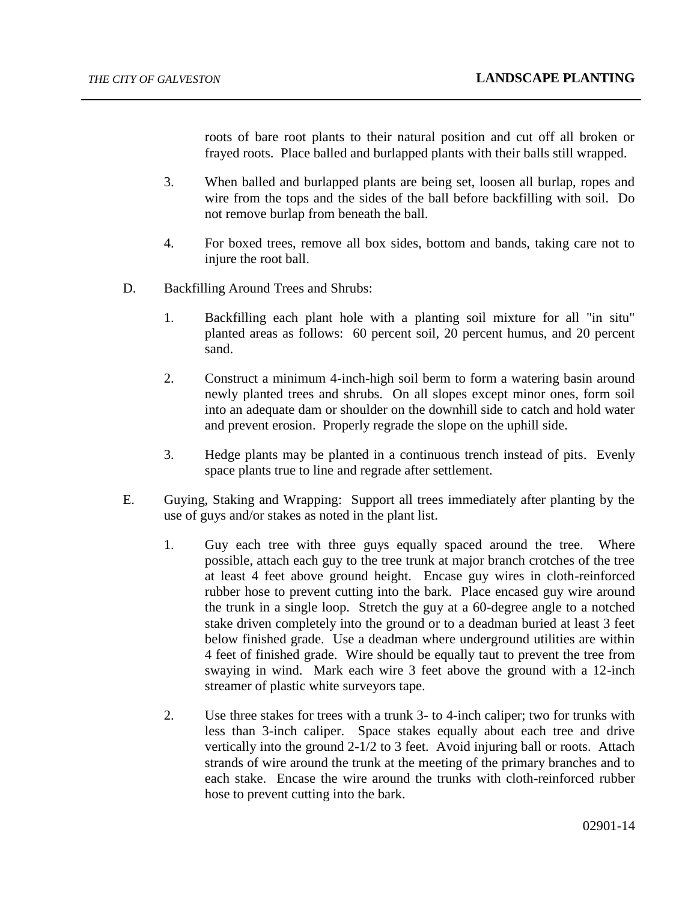roots of bare root plants to their natural position and cut off all broken or frayed roots. Place balled and burlapped plants with their balls still wrapped.

3. When balled and burlapped plants are being set, loosen all burlap, ropes and wire from the tops and the sides of the ball before backfilling with soil. Do not remove burlap from beneath the ball.

4. For boxed trees, remove all box sides, bottom and bands, taking care not to injure the root ball.

D. Backfilling Around Trees and Shrubs:

1. Backfilling each plant hole with a planting soil mixture for all "in situ" planted areas as follows: 60 percent soil, 20 percent humus, and 20 percent sand.

2. Construct a minimum 4-inch-high soil berm to form a watering basin around newly planted trees and shrubs. On all slopes except minor ones, form soil into an adequate dam or shoulder on the downhill side to catch and hold water and prevent erosion. Properly regrade the slope on the uphill side.

3. Hedge plants may be planted in a continuous trench instead of pits. Evenly space plants true to line and regrade after settlement.

E. Guying, Staking and Wrapping: Support all trees immediately after planting by the use of guys and/or stakes as noted in the plant list.

1. Guy each tree with three guys equally spaced around the tree. Where possible, attach each guy to the tree trunk at major branch crotches of the tree at least 4 feet above ground height. Encase guy wires in cloth-reinforced rubber hose to prevent cutting into the bark. Place encased guy wire around the trunk in a single loop. Stretch the guy at a 60-degree angle to a notched stake driven completely into the ground or to a deadman buried at least 3 feet below finished grade. Use a deadman where underground utilities are within 4 feet of finished grade. Wire should be equally taut to prevent the tree from swaying in wind. Mark each wire 3 feet above the ground with a 12-inch streamer of plastic white surveyors tape.

2. Use three stakes for trees with a trunk 3- to 4-inch caliper; two for trunks with less than 3-inch caliper. Space stakes equally about each tree and drive vertically into the ground 2-1/2 to 3 feet. Avoid injuring ball or roots. Attach strands of wire around the trunk at the meeting of the primary branches and to each stake. Encase the wire around the trunks with cloth-reinforced rubber hose to prevent cutting into the bark.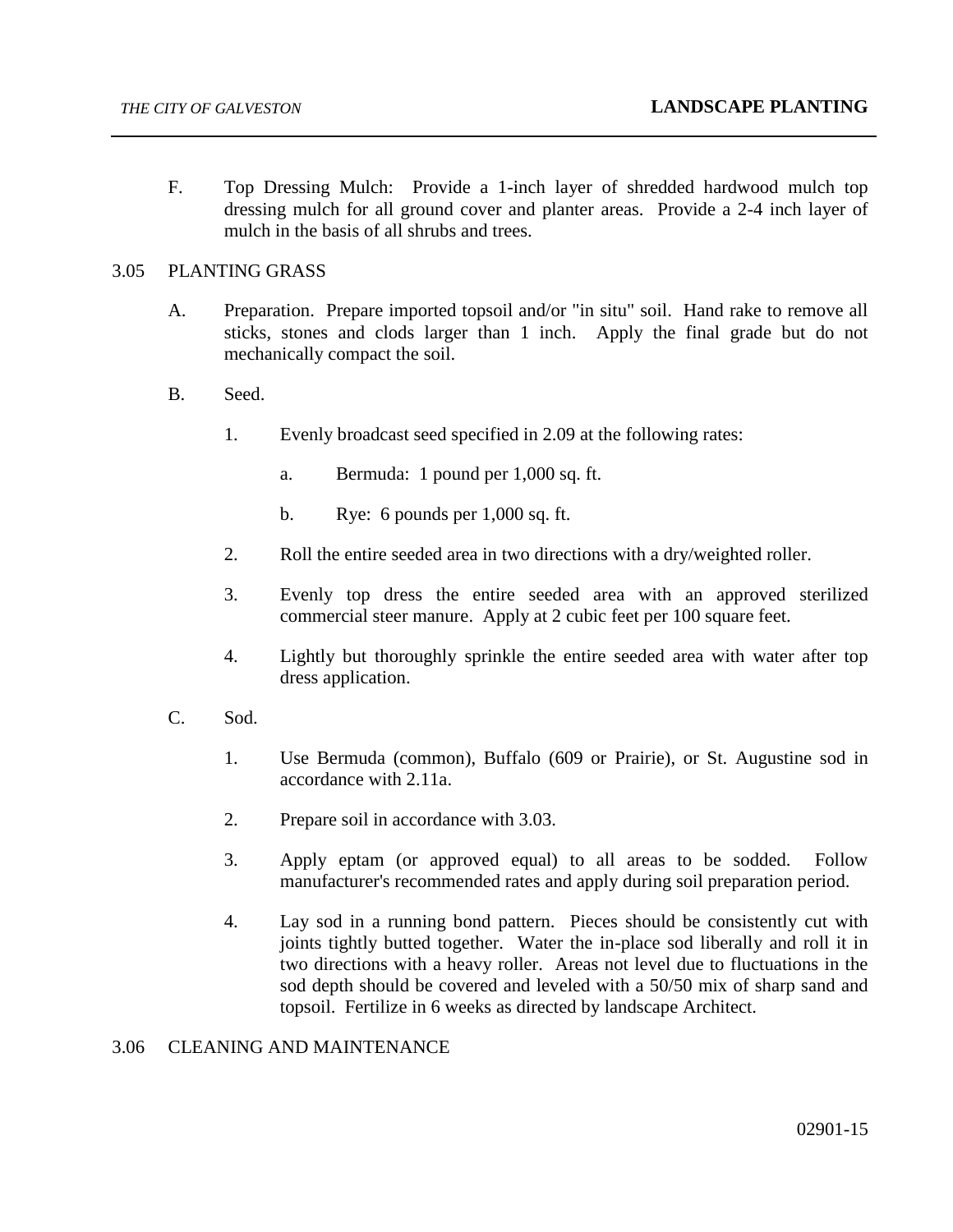F. Top Dressing Mulch: Provide a 1-inch layer of shredded hardwood mulch top dressing mulch for all ground cover and planter areas. Provide a 2-4 inch layer of mulch in the basis of all shrubs and trees.

## 3.05 PLANTING GRASS

A. Preparation. Prepare imported topsoil and/or "in situ" soil. Hand rake to remove all sticks, stones and clods larger than 1 inch. Apply the final grade but do not mechanically compact the soil.

B. Seed.

1. Evenly broadcast seed specified in 2.09 at the following rates:

   a. Bermuda: 1 pound per 1,000 sq. ft.

   b. Rye: 6 pounds per 1,000 sq. ft.

2. Roll the entire seeded area in two directions with a dry/weighted roller.

3. Evenly top dress the entire seeded area with an approved sterilized commercial steer manure. Apply at 2 cubic feet per 100 square feet.

4. Lightly but thoroughly sprinkle the entire seeded area with water after top dress application.

C. Sod.

1. Use Bermuda (common), Buffalo (609 or Prairie), or St. Augustine sod in accordance with 2.11a.

2. Prepare soil in accordance with 3.03.

3. Apply eptam (or approved equal) to all areas to be sodded. Follow manufacturer's recommended rates and apply during soil preparation period.

4. Lay sod in a running bond pattern. Pieces should be consistently cut with joints tightly butted together. Water the in-place sod liberally and roll it in two directions with a heavy roller. Areas not level due to fluctuations in the sod depth should be covered and leveled with a 50/50 mix of sharp sand and topsoil. Fertilize in 6 weeks as directed by landscape Architect.

## 3.06 CLEANING AND MAINTENANCE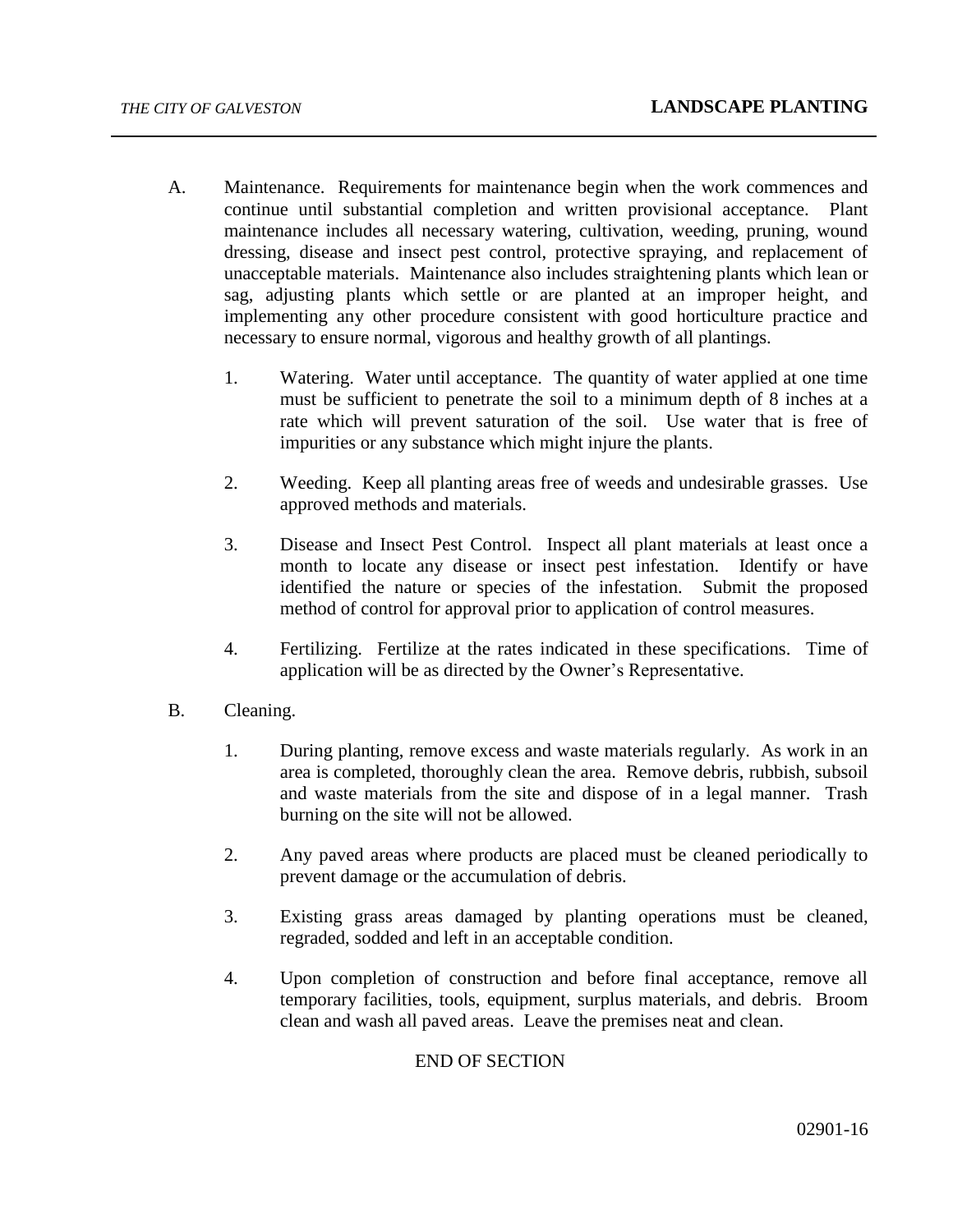A. Maintenance. Requirements for maintenance begin when the work commences and continue until substantial completion and written provisional acceptance. Plant maintenance includes all necessary watering, cultivation, weeding, pruning, wound dressing, disease and insect pest control, protective spraying, and replacement of unacceptable materials. Maintenance also includes straightening plants which lean or sag, adjusting plants which settle or are planted at an improper height, and implementing any other procedure consistent with good horticulture practice and necessary to ensure normal, vigorous and healthy growth of all plantings.

   1. Watering. Water until acceptance. The quantity of water applied at one time must be sufficient to penetrate the soil to a minimum depth of 8 inches at a rate which will prevent saturation of the soil. Use water that is free of impurities or any substance which might injure the plants.

   2. Weeding. Keep all planting areas free of weeds and undesirable grasses. Use approved methods and materials.

   3. Disease and Insect Pest Control. Inspect all plant materials at least once a month to locate any disease or insect pest infestation. Identify or have identified the nature or species of the infestation. Submit the proposed method of control for approval prior to application of control measures.

   4. Fertilizing. Fertilize at the rates indicated in these specifications. Time of application will be as directed by the Owner's Representative.

B. Cleaning.

   1. During planting, remove excess and waste materials regularly. As work in an area is completed, thoroughly clean the area. Remove debris, rubbish, subsoil and waste materials from the site and dispose of in a legal manner. Trash burning on the site will not be allowed.

   2. Any paved areas where products are placed must be cleaned periodically to prevent damage or the accumulation of debris.

   3. Existing grass areas damaged by planting operations must be cleaned, regraded, sodded and left in an acceptable condition.

   4. Upon completion of construction and before final acceptance, remove all temporary facilities, tools, equipment, surplus materials, and debris. Broom clean and wash all paved areas. Leave the premises neat and clean.

END OF SECTION